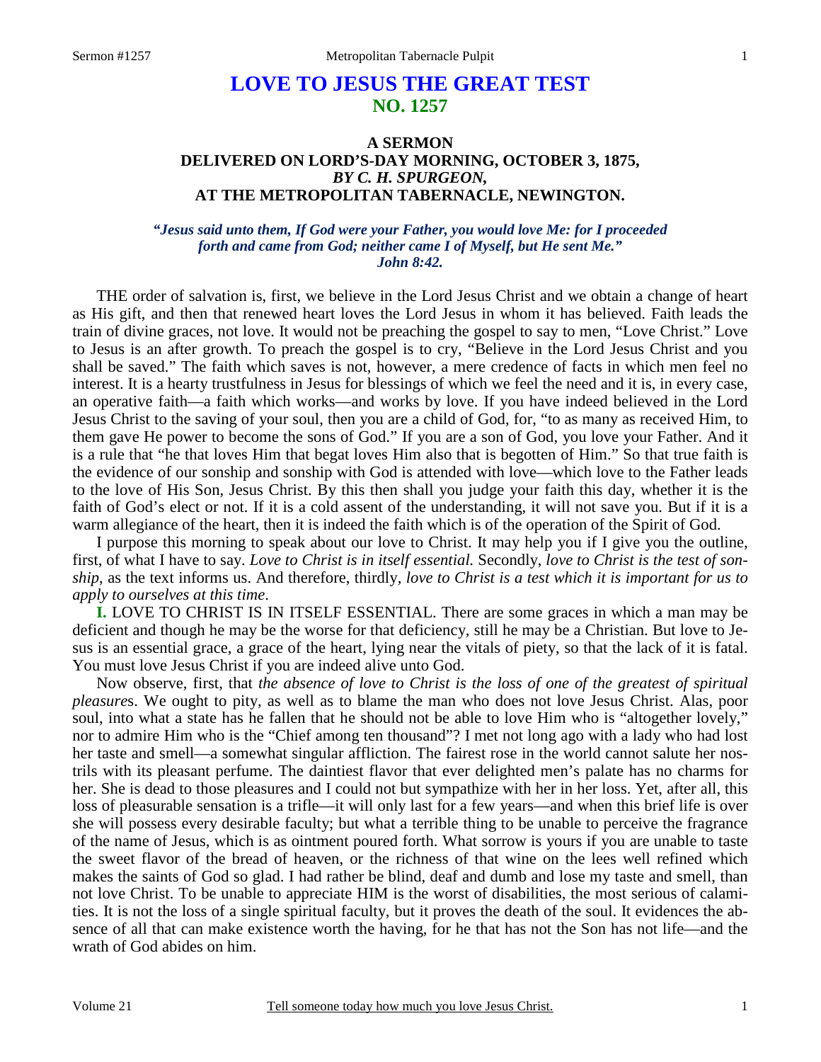# LOVE TO JESUS THE GREAT TEST
## NO. 1257

### A SERMON
### DELIVERED ON LORD'S-DAY MORNING, OCTOBER 3, 1875,
### *BY C. H. SPURGEON,*
### AT THE METROPOLITAN TABERNACLE, NEWINGTON.

***"Jesus said unto them, If God were your Father, you would love Me: for I proceeded forth and came from God; neither came I of Myself, but He sent Me." John 8:42.***

THE order of salvation is, first, we believe in the Lord Jesus Christ and we obtain a change of heart as His gift, and then that renewed heart loves the Lord Jesus in whom it has believed. Faith leads the train of divine graces, not love. It would not be preaching the gospel to say to men, "Love Christ." Love to Jesus is an after growth. To preach the gospel is to cry, "Believe in the Lord Jesus Christ and you shall be saved." The faith which saves is not, however, a mere credence of facts in which men feel no interest. It is a hearty trustfulness in Jesus for blessings of which we feel the need and it is, in every case, an operative faith—a faith which works—and works by love. If you have indeed believed in the Lord Jesus Christ to the saving of your soul, then you are a child of God, for, "to as many as received Him, to them gave He power to become the sons of God." If you are a son of God, you love your Father. And it is a rule that "he that loves Him that begat loves Him also that is begotten of Him." So that true faith is the evidence of our sonship and sonship with God is attended with love—which love to the Father leads to the love of His Son, Jesus Christ. By this then shall you judge your faith this day, whether it is the faith of God's elect or not. If it is a cold assent of the understanding, it will not save you. But if it is a warm allegiance of the heart, then it is indeed the faith which is of the operation of the Spirit of God.

I purpose this morning to speak about our love to Christ. It may help you if I give you the outline, first, of what I have to say. *Love to Christ is in itself essential.* Secondly, *love to Christ is the test of sonship*, as the text informs us. And therefore, thirdly, *love to Christ is a test which it is important for us to apply to ourselves at this time*.

**I.** LOVE TO CHRIST IS IN ITSELF ESSENTIAL. There are some graces in which a man may be deficient and though he may be the worse for that deficiency, still he may be a Christian. But love to Jesus is an essential grace, a grace of the heart, lying near the vitals of piety, so that the lack of it is fatal. You must love Jesus Christ if you are indeed alive unto God.

Now observe, first, that *the absence of love to Christ is the loss of one of the greatest of spiritual pleasure*s. We ought to pity, as well as to blame the man who does not love Jesus Christ. Alas, poor soul, into what a state has he fallen that he should not be able to love Him who is "altogether lovely," nor to admire Him who is the "Chief among ten thousand"? I met not long ago with a lady who had lost her taste and smell—a somewhat singular affliction. The fairest rose in the world cannot salute her nostrils with its pleasant perfume. The daintiest flavor that ever delighted men's palate has no charms for her. She is dead to those pleasures and I could not but sympathize with her in her loss. Yet, after all, this loss of pleasurable sensation is a trifle—it will only last for a few years—and when this brief life is over she will possess every desirable faculty; but what a terrible thing to be unable to perceive the fragrance of the name of Jesus, which is as ointment poured forth. What sorrow is yours if you are unable to taste the sweet flavor of the bread of heaven, or the richness of that wine on the lees well refined which makes the saints of God so glad. I had rather be blind, deaf and dumb and lose my taste and smell, than not love Christ. To be unable to appreciate HIM is the worst of disabilities, the most serious of calamities. It is not the loss of a single spiritual faculty, but it proves the death of the soul. It evidences the absence of all that can make existence worth the having, for he that has not the Son has not life—and the wrath of God abides on him.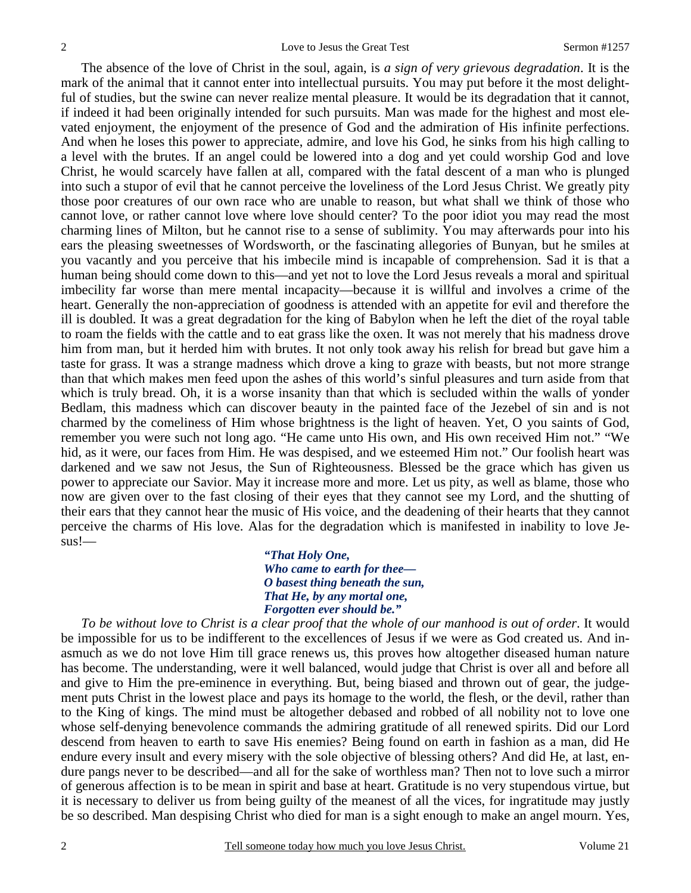The absence of the love of Christ in the soul, again, is *a sign of very grievous degradation*. It is the mark of the animal that it cannot enter into intellectual pursuits. You may put before it the most delightful of studies, but the swine can never realize mental pleasure. It would be its degradation that it cannot, if indeed it had been originally intended for such pursuits. Man was made for the highest and most elevated enjoyment, the enjoyment of the presence of God and the admiration of His infinite perfections. And when he loses this power to appreciate, admire, and love his God, he sinks from his high calling to a level with the brutes. If an angel could be lowered into a dog and yet could worship God and love Christ, he would scarcely have fallen at all, compared with the fatal descent of a man who is plunged into such a stupor of evil that he cannot perceive the loveliness of the Lord Jesus Christ. We greatly pity those poor creatures of our own race who are unable to reason, but what shall we think of those who cannot love, or rather cannot love where love should center? To the poor idiot you may read the most charming lines of Milton, but he cannot rise to a sense of sublimity. You may afterwards pour into his ears the pleasing sweetnesses of Wordsworth, or the fascinating allegories of Bunyan, but he smiles at you vacantly and you perceive that his imbecile mind is incapable of comprehension. Sad it is that a human being should come down to this—and yet not to love the Lord Jesus reveals a moral and spiritual imbecility far worse than mere mental incapacity—because it is willful and involves a crime of the heart. Generally the non-appreciation of goodness is attended with an appetite for evil and therefore the ill is doubled. It was a great degradation for the king of Babylon when he left the diet of the royal table to roam the fields with the cattle and to eat grass like the oxen. It was not merely that his madness drove him from man, but it herded him with brutes. It not only took away his relish for bread but gave him a taste for grass. It was a strange madness which drove a king to graze with beasts, but not more strange than that which makes men feed upon the ashes of this world's sinful pleasures and turn aside from that which is truly bread. Oh, it is a worse insanity than that which is secluded within the walls of yonder Bedlam, this madness which can discover beauty in the painted face of the Jezebel of sin and is not charmed by the comeliness of Him whose brightness is the light of heaven. Yet, O you saints of God, remember you were such not long ago. "He came unto His own, and His own received Him not." "We hid, as it were, our faces from Him. He was despised, and we esteemed Him not." Our foolish heart was darkened and we saw not Jesus, the Sun of Righteousness. Blessed be the grace which has given us power to appreciate our Savior. May it increase more and more. Let us pity, as well as blame, those who now are given over to the fast closing of their eyes that they cannot see my Lord, and the shutting of their ears that they cannot hear the music of His voice, and the deadening of their hearts that they cannot perceive the charms of His love. Alas for the degradation which is manifested in inability to love Jesus!—

> ***"That Holy One,***
> ***Who came to earth for thee—***
> ***O basest thing beneath the sun,***
> ***That He, by any mortal one,***
> ***Forgotten ever should be."***

*To be without love to Christ is a clear proof that the whole of our manhood is out of order*. It would be impossible for us to be indifferent to the excellences of Jesus if we were as God created us. And inasmuch as we do not love Him till grace renews us, this proves how altogether diseased human nature has become. The understanding, were it well balanced, would judge that Christ is over all and before all and give to Him the pre-eminence in everything. But, being biased and thrown out of gear, the judgement puts Christ in the lowest place and pays its homage to the world, the flesh, or the devil, rather than to the King of kings. The mind must be altogether debased and robbed of all nobility not to love one whose self-denying benevolence commands the admiring gratitude of all renewed spirits. Did our Lord descend from heaven to earth to save His enemies? Being found on earth in fashion as a man, did He endure every insult and every misery with the sole objective of blessing others? And did He, at last, endure pangs never to be described—and all for the sake of worthless man? Then not to love such a mirror of generous affection is to be mean in spirit and base at heart. Gratitude is no very stupendous virtue, but it is necessary to deliver us from being guilty of the meanest of all the vices, for ingratitude may justly be so described. Man despising Christ who died for man is a sight enough to make an angel mourn. Yes,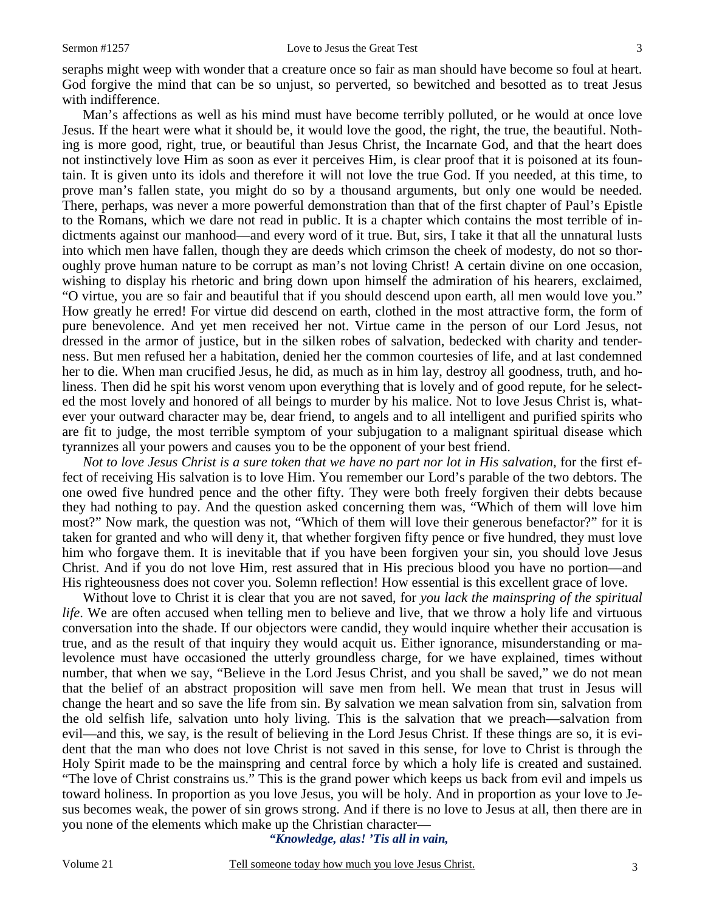seraphs might weep with wonder that a creature once so fair as man should have become so foul at heart. God forgive the mind that can be so unjust, so perverted, so bewitched and besotted as to treat Jesus with indifference.

Man's affections as well as his mind must have become terribly polluted, or he would at once love Jesus. If the heart were what it should be, it would love the good, the right, the true, the beautiful. Nothing is more good, right, true, or beautiful than Jesus Christ, the Incarnate God, and that the heart does not instinctively love Him as soon as ever it perceives Him, is clear proof that it is poisoned at its fountain. It is given unto its idols and therefore it will not love the true God. If you needed, at this time, to prove man's fallen state, you might do so by a thousand arguments, but only one would be needed. There, perhaps, was never a more powerful demonstration than that of the first chapter of Paul's Epistle to the Romans, which we dare not read in public. It is a chapter which contains the most terrible of indictments against our manhood—and every word of it true. But, sirs, I take it that all the unnatural lusts into which men have fallen, though they are deeds which crimson the cheek of modesty, do not so thoroughly prove human nature to be corrupt as man's not loving Christ! A certain divine on one occasion, wishing to display his rhetoric and bring down upon himself the admiration of his hearers, exclaimed, "O virtue, you are so fair and beautiful that if you should descend upon earth, all men would love you." How greatly he erred! For virtue did descend on earth, clothed in the most attractive form, the form of pure benevolence. And yet men received her not. Virtue came in the person of our Lord Jesus, not dressed in the armor of justice, but in the silken robes of salvation, bedecked with charity and tenderness. But men refused her a habitation, denied her the common courtesies of life, and at last condemned her to die. When man crucified Jesus, he did, as much as in him lay, destroy all goodness, truth, and holiness. Then did he spit his worst venom upon everything that is lovely and of good repute, for he selected the most lovely and honored of all beings to murder by his malice. Not to love Jesus Christ is, whatever your outward character may be, dear friend, to angels and to all intelligent and purified spirits who are fit to judge, the most terrible symptom of your subjugation to a malignant spiritual disease which tyrannizes all your powers and causes you to be the opponent of your best friend.

*Not to love Jesus Christ is a sure token that we have no part nor lot in His salvation*, for the first effect of receiving His salvation is to love Him. You remember our Lord's parable of the two debtors. The one owed five hundred pence and the other fifty. They were both freely forgiven their debts because they had nothing to pay. And the question asked concerning them was, "Which of them will love him most?" Now mark, the question was not, "Which of them will love their generous benefactor?" for it is taken for granted and who will deny it, that whether forgiven fifty pence or five hundred, they must love him who forgave them. It is inevitable that if you have been forgiven your sin, you should love Jesus Christ. And if you do not love Him, rest assured that in His precious blood you have no portion—and His righteousness does not cover you. Solemn reflection! How essential is this excellent grace of love.

Without love to Christ it is clear that you are not saved, for *you lack the mainspring of the spiritual life*. We are often accused when telling men to believe and live, that we throw a holy life and virtuous conversation into the shade. If our objectors were candid, they would inquire whether their accusation is true, and as the result of that inquiry they would acquit us. Either ignorance, misunderstanding or malevolence must have occasioned the utterly groundless charge, for we have explained, times without number, that when we say, "Believe in the Lord Jesus Christ, and you shall be saved," we do not mean that the belief of an abstract proposition will save men from hell. We mean that trust in Jesus will change the heart and so save the life from sin. By salvation we mean salvation from sin, salvation from the old selfish life, salvation unto holy living. This is the salvation that we preach—salvation from evil—and this, we say, is the result of believing in the Lord Jesus Christ. If these things are so, it is evident that the man who does not love Christ is not saved in this sense, for love to Christ is through the Holy Spirit made to be the mainspring and central force by which a holy life is created and sustained. "The love of Christ constrains us." This is the grand power which keeps us back from evil and impels us toward holiness. In proportion as you love Jesus, you will be holy. And in proportion as your love to Jesus becomes weak, the power of sin grows strong. And if there is no love to Jesus at all, then there are in you none of the elements which make up the Christian character—

***"Knowledge, alas! 'Tis all in vain,***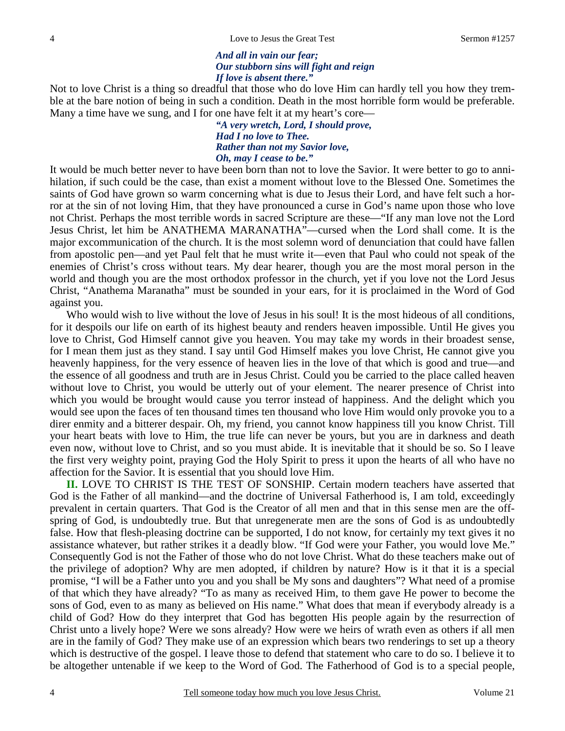*And all in vain our fear;*
*Our stubborn sins will fight and reign*
*If love is absent there."*

Not to love Christ is a thing so dreadful that those who do love Him can hardly tell you how they tremble at the bare notion of being in such a condition. Death in the most horrible form would be preferable. Many a time have we sung, and I for one have felt it at my heart's core—

*"A very wretch, Lord, I should prove,*
*Had I no love to Thee.*
*Rather than not my Savior love,*
*Oh, may I cease to be."*

It would be much better never to have been born than not to love the Savior. It were better to go to annihilation, if such could be the case, than exist a moment without love to the Blessed One. Sometimes the saints of God have grown so warm concerning what is due to Jesus their Lord, and have felt such a horror at the sin of not loving Him, that they have pronounced a curse in God's name upon those who love not Christ. Perhaps the most terrible words in sacred Scripture are these—"If any man love not the Lord Jesus Christ, let him be ANATHEMA MARANATHA"—cursed when the Lord shall come. It is the major excommunication of the church. It is the most solemn word of denunciation that could have fallen from apostolic pen—and yet Paul felt that he must write it—even that Paul who could not speak of the enemies of Christ's cross without tears. My dear hearer, though you are the most moral person in the world and though you are the most orthodox professor in the church, yet if you love not the Lord Jesus Christ, "Anathema Maranatha" must be sounded in your ears, for it is proclaimed in the Word of God against you.

Who would wish to live without the love of Jesus in his soul! It is the most hideous of all conditions, for it despoils our life on earth of its highest beauty and renders heaven impossible. Until He gives you love to Christ, God Himself cannot give you heaven. You may take my words in their broadest sense, for I mean them just as they stand. I say until God Himself makes you love Christ, He cannot give you heavenly happiness, for the very essence of heaven lies in the love of that which is good and true—and the essence of all goodness and truth are in Jesus Christ. Could you be carried to the place called heaven without love to Christ, you would be utterly out of your element. The nearer presence of Christ into which you would be brought would cause you terror instead of happiness. And the delight which you would see upon the faces of ten thousand times ten thousand who love Him would only provoke you to a direr enmity and a bitterer despair. Oh, my friend, you cannot know happiness till you know Christ. Till your heart beats with love to Him, the true life can never be yours, but you are in darkness and death even now, without love to Christ, and so you must abide. It is inevitable that it should be so. So I leave the first very weighty point, praying God the Holy Spirit to press it upon the hearts of all who have no affection for the Savior. It is essential that you should love Him.

**II.** LOVE TO CHRIST IS THE TEST OF SONSHIP. Certain modern teachers have asserted that God is the Father of all mankind—and the doctrine of Universal Fatherhood is, I am told, exceedingly prevalent in certain quarters. That God is the Creator of all men and that in this sense men are the offspring of God, is undoubtedly true. But that unregenerate men are the sons of God is as undoubtedly false. How that flesh-pleasing doctrine can be supported, I do not know, for certainly my text gives it no assistance whatever, but rather strikes it a deadly blow. "If God were your Father, you would love Me." Consequently God is not the Father of those who do not love Christ. What do these teachers make out of the privilege of adoption? Why are men adopted, if children by nature? How is it that it is a special promise, "I will be a Father unto you and you shall be My sons and daughters"? What need of a promise of that which they have already? "To as many as received Him, to them gave He power to become the sons of God, even to as many as believed on His name." What does that mean if everybody already is a child of God? How do they interpret that God has begotten His people again by the resurrection of Christ unto a lively hope? Were we sons already? How were we heirs of wrath even as others if all men are in the family of God? They make use of an expression which bears two renderings to set up a theory which is destructive of the gospel. I leave those to defend that statement who care to do so. I believe it to be altogether untenable if we keep to the Word of God. The Fatherhood of God is to a special people,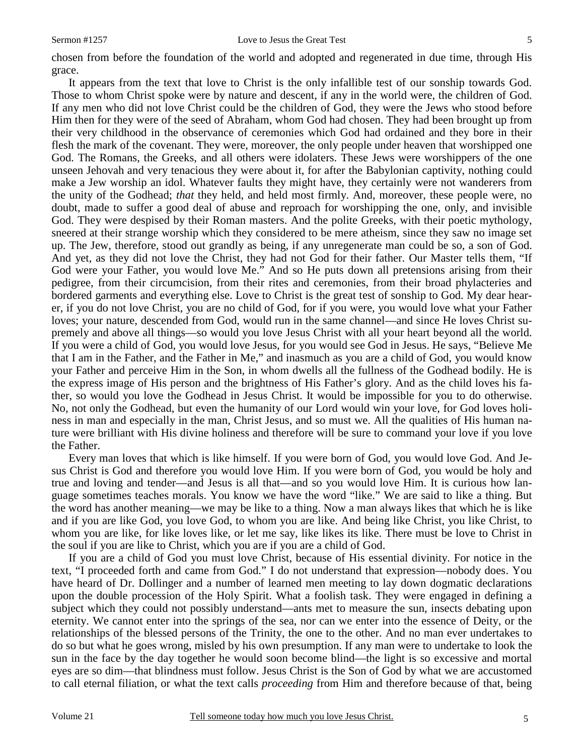chosen from before the foundation of the world and adopted and regenerated in due time, through His grace.

It appears from the text that love to Christ is the only infallible test of our sonship towards God. Those to whom Christ spoke were by nature and descent, if any in the world were, the children of God. If any men who did not love Christ could be the children of God, they were the Jews who stood before Him then for they were of the seed of Abraham, whom God had chosen. They had been brought up from their very childhood in the observance of ceremonies which God had ordained and they bore in their flesh the mark of the covenant. They were, moreover, the only people under heaven that worshipped one God. The Romans, the Greeks, and all others were idolaters. These Jews were worshippers of the one unseen Jehovah and very tenacious they were about it, for after the Babylonian captivity, nothing could make a Jew worship an idol. Whatever faults they might have, they certainly were not wanderers from the unity of the Godhead; *that* they held, and held most firmly. And, moreover, these people were, no doubt, made to suffer a good deal of abuse and reproach for worshipping the one, only, and invisible God. They were despised by their Roman masters. And the polite Greeks, with their poetic mythology, sneered at their strange worship which they considered to be mere atheism, since they saw no image set up. The Jew, therefore, stood out grandly as being, if any unregenerate man could be so, a son of God. And yet, as they did not love the Christ, they had not God for their father. Our Master tells them, "If God were your Father, you would love Me." And so He puts down all pretensions arising from their pedigree, from their circumcision, from their rites and ceremonies, from their broad phylacteries and bordered garments and everything else. Love to Christ is the great test of sonship to God. My dear hearer, if you do not love Christ, you are no child of God, for if you were, you would love what your Father loves; your nature, descended from God, would run in the same channel—and since He loves Christ supremely and above all things—so would you love Jesus Christ with all your heart beyond all the world. If you were a child of God, you would love Jesus, for you would see God in Jesus. He says, "Believe Me that I am in the Father, and the Father in Me," and inasmuch as you are a child of God, you would know your Father and perceive Him in the Son, in whom dwells all the fullness of the Godhead bodily. He is the express image of His person and the brightness of His Father's glory. And as the child loves his father, so would you love the Godhead in Jesus Christ. It would be impossible for you to do otherwise. No, not only the Godhead, but even the humanity of our Lord would win your love, for God loves holiness in man and especially in the man, Christ Jesus, and so must we. All the qualities of His human nature were brilliant with His divine holiness and therefore will be sure to command your love if you love the Father.

Every man loves that which is like himself. If you were born of God, you would love God. And Jesus Christ is God and therefore you would love Him. If you were born of God, you would be holy and true and loving and tender—and Jesus is all that—and so you would love Him. It is curious how language sometimes teaches morals. You know we have the word "like." We are said to like a thing. But the word has another meaning—we may be like to a thing. Now a man always likes that which he is like and if you are like God, you love God, to whom you are like. And being like Christ, you like Christ, to whom you are like, for like loves like, or let me say, like likes its like. There must be love to Christ in the soul if you are like to Christ, which you are if you are a child of God.

If you are a child of God you must love Christ, because of His essential divinity. For notice in the text, "I proceeded forth and came from God." I do not understand that expression—nobody does. You have heard of Dr. Dollinger and a number of learned men meeting to lay down dogmatic declarations upon the double procession of the Holy Spirit. What a foolish task. They were engaged in defining a subject which they could not possibly understand—ants met to measure the sun, insects debating upon eternity. We cannot enter into the springs of the sea, nor can we enter into the essence of Deity, or the relationships of the blessed persons of the Trinity, the one to the other. And no man ever undertakes to do so but what he goes wrong, misled by his own presumption. If any man were to undertake to look the sun in the face by the day together he would soon become blind—the light is so excessive and mortal eyes are so dim—that blindness must follow. Jesus Christ is the Son of God by what we are accustomed to call eternal filiation, or what the text calls *proceeding* from Him and therefore because of that, being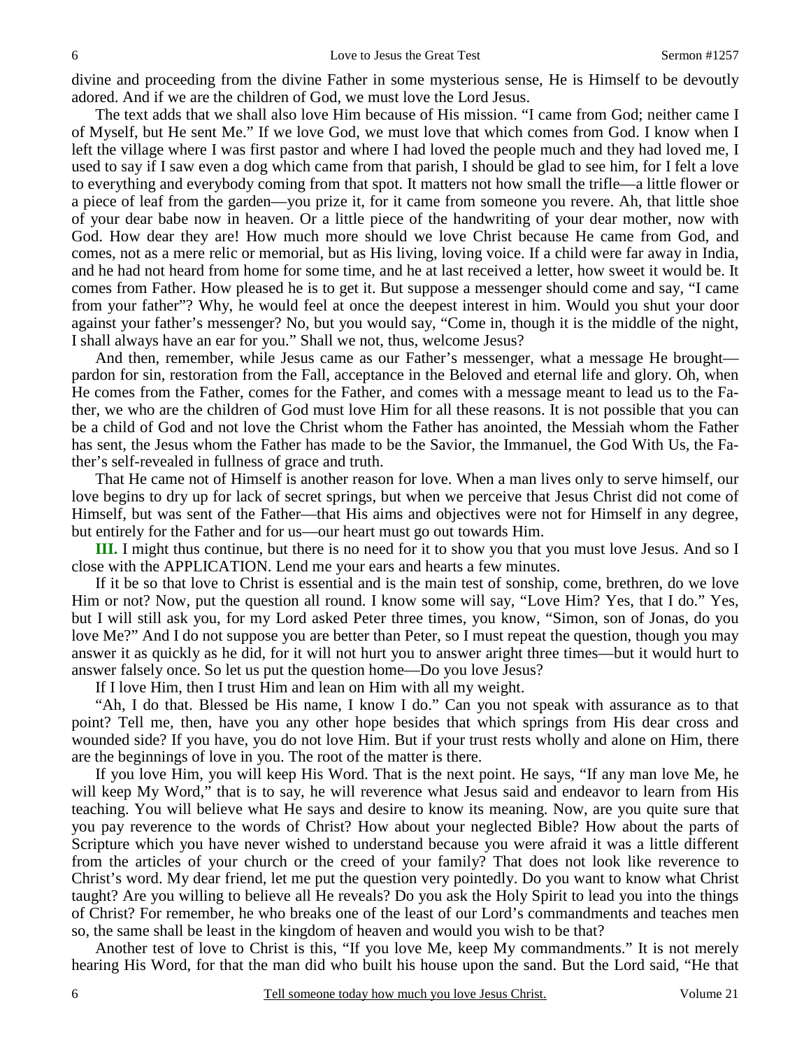divine and proceeding from the divine Father in some mysterious sense, He is Himself to be devoutly adored. And if we are the children of God, we must love the Lord Jesus.

The text adds that we shall also love Him because of His mission. "I came from God; neither came I of Myself, but He sent Me." If we love God, we must love that which comes from God. I know when I left the village where I was first pastor and where I had loved the people much and they had loved me, I used to say if I saw even a dog which came from that parish, I should be glad to see him, for I felt a love to everything and everybody coming from that spot. It matters not how small the trifle—a little flower or a piece of leaf from the garden—you prize it, for it came from someone you revere. Ah, that little shoe of your dear babe now in heaven. Or a little piece of the handwriting of your dear mother, now with God. How dear they are! How much more should we love Christ because He came from God, and comes, not as a mere relic or memorial, but as His living, loving voice. If a child were far away in India, and he had not heard from home for some time, and he at last received a letter, how sweet it would be. It comes from Father. How pleased he is to get it. But suppose a messenger should come and say, "I came from your father"? Why, he would feel at once the deepest interest in him. Would you shut your door against your father's messenger? No, but you would say, "Come in, though it is the middle of the night, I shall always have an ear for you." Shall we not, thus, welcome Jesus?

And then, remember, while Jesus came as our Father's messenger, what a message He brought—pardon for sin, restoration from the Fall, acceptance in the Beloved and eternal life and glory. Oh, when He comes from the Father, comes for the Father, and comes with a message meant to lead us to the Father, we who are the children of God must love Him for all these reasons. It is not possible that you can be a child of God and not love the Christ whom the Father has anointed, the Messiah whom the Father has sent, the Jesus whom the Father has made to be the Savior, the Immanuel, the God With Us, the Father's self-revealed in fullness of grace and truth.

That He came not of Himself is another reason for love. When a man lives only to serve himself, our love begins to dry up for lack of secret springs, but when we perceive that Jesus Christ did not come of Himself, but was sent of the Father—that His aims and objectives were not for Himself in any degree, but entirely for the Father and for us—our heart must go out towards Him.

**III.** I might thus continue, but there is no need for it to show you that you must love Jesus. And so I close with the APPLICATION. Lend me your ears and hearts a few minutes.

If it be so that love to Christ is essential and is the main test of sonship, come, brethren, do we love Him or not? Now, put the question all round. I know some will say, "Love Him? Yes, that I do." Yes, but I will still ask you, for my Lord asked Peter three times, you know, "Simon, son of Jonas, do you love Me?" And I do not suppose you are better than Peter, so I must repeat the question, though you may answer it as quickly as he did, for it will not hurt you to answer aright three times—but it would hurt to answer falsely once. So let us put the question home—Do you love Jesus?

If I love Him, then I trust Him and lean on Him with all my weight.

"Ah, I do that. Blessed be His name, I know I do." Can you not speak with assurance as to that point? Tell me, then, have you any other hope besides that which springs from His dear cross and wounded side? If you have, you do not love Him. But if your trust rests wholly and alone on Him, there are the beginnings of love in you. The root of the matter is there.

If you love Him, you will keep His Word. That is the next point. He says, "If any man love Me, he will keep My Word," that is to say, he will reverence what Jesus said and endeavor to learn from His teaching. You will believe what He says and desire to know its meaning. Now, are you quite sure that you pay reverence to the words of Christ? How about your neglected Bible? How about the parts of Scripture which you have never wished to understand because you were afraid it was a little different from the articles of your church or the creed of your family? That does not look like reverence to Christ's word. My dear friend, let me put the question very pointedly. Do you want to know what Christ taught? Are you willing to believe all He reveals? Do you ask the Holy Spirit to lead you into the things of Christ? For remember, he who breaks one of the least of our Lord's commandments and teaches men so, the same shall be least in the kingdom of heaven and would you wish to be that?

Another test of love to Christ is this, "If you love Me, keep My commandments." It is not merely hearing His Word, for that the man did who built his house upon the sand. But the Lord said, "He that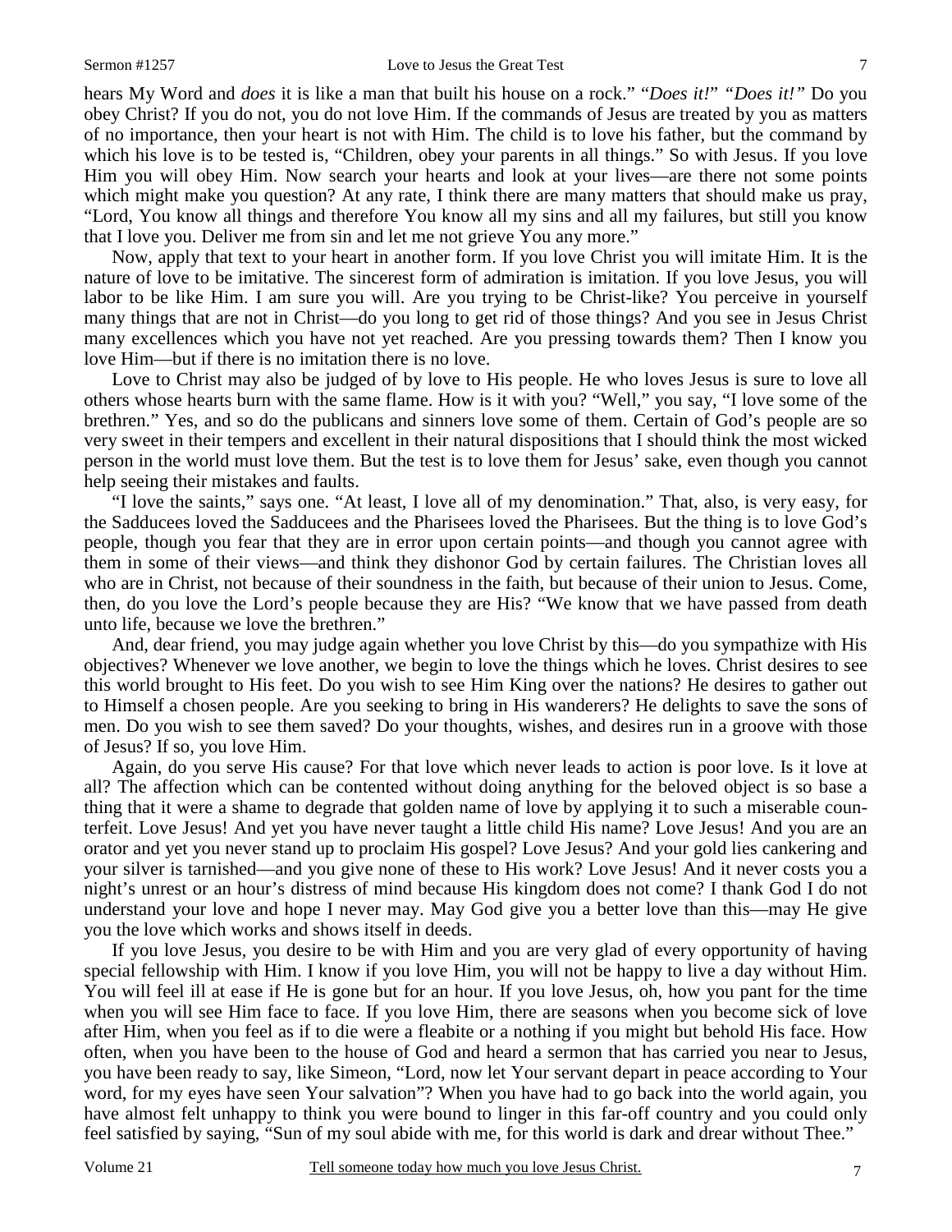hears My Word and *does* it is like a man that built his house on a rock." "*Does it!*" *"Does it!"* Do you obey Christ? If you do not, you do not love Him. If the commands of Jesus are treated by you as matters of no importance, then your heart is not with Him. The child is to love his father, but the command by which his love is to be tested is, "Children, obey your parents in all things." So with Jesus. If you love Him you will obey Him. Now search your hearts and look at your lives—are there not some points which might make you question? At any rate, I think there are many matters that should make us pray, "Lord, You know all things and therefore You know all my sins and all my failures, but still you know that I love you. Deliver me from sin and let me not grieve You any more."

Now, apply that text to your heart in another form. If you love Christ you will imitate Him. It is the nature of love to be imitative. The sincerest form of admiration is imitation. If you love Jesus, you will labor to be like Him. I am sure you will. Are you trying to be Christ-like? You perceive in yourself many things that are not in Christ—do you long to get rid of those things? And you see in Jesus Christ many excellences which you have not yet reached. Are you pressing towards them? Then I know you love Him—but if there is no imitation there is no love.

Love to Christ may also be judged of by love to His people. He who loves Jesus is sure to love all others whose hearts burn with the same flame. How is it with you? "Well," you say, "I love some of the brethren." Yes, and so do the publicans and sinners love some of them. Certain of God's people are so very sweet in their tempers and excellent in their natural dispositions that I should think the most wicked person in the world must love them. But the test is to love them for Jesus' sake, even though you cannot help seeing their mistakes and faults.

"I love the saints," says one. "At least, I love all of my denomination." That, also, is very easy, for the Sadducees loved the Sadducees and the Pharisees loved the Pharisees. But the thing is to love God's people, though you fear that they are in error upon certain points—and though you cannot agree with them in some of their views—and think they dishonor God by certain failures. The Christian loves all who are in Christ, not because of their soundness in the faith, but because of their union to Jesus. Come, then, do you love the Lord's people because they are His? "We know that we have passed from death unto life, because we love the brethren."

And, dear friend, you may judge again whether you love Christ by this—do you sympathize with His objectives? Whenever we love another, we begin to love the things which he loves. Christ desires to see this world brought to His feet. Do you wish to see Him King over the nations? He desires to gather out to Himself a chosen people. Are you seeking to bring in His wanderers? He delights to save the sons of men. Do you wish to see them saved? Do your thoughts, wishes, and desires run in a groove with those of Jesus? If so, you love Him.

Again, do you serve His cause? For that love which never leads to action is poor love. Is it love at all? The affection which can be contented without doing anything for the beloved object is so base a thing that it were a shame to degrade that golden name of love by applying it to such a miserable counterfeit. Love Jesus! And yet you have never taught a little child His name? Love Jesus! And you are an orator and yet you never stand up to proclaim His gospel? Love Jesus? And your gold lies cankering and your silver is tarnished—and you give none of these to His work? Love Jesus! And it never costs you a night's unrest or an hour's distress of mind because His kingdom does not come? I thank God I do not understand your love and hope I never may. May God give you a better love than this—may He give you the love which works and shows itself in deeds.

If you love Jesus, you desire to be with Him and you are very glad of every opportunity of having special fellowship with Him. I know if you love Him, you will not be happy to live a day without Him. You will feel ill at ease if He is gone but for an hour. If you love Jesus, oh, how you pant for the time when you will see Him face to face. If you love Him, there are seasons when you become sick of love after Him, when you feel as if to die were a fleabite or a nothing if you might but behold His face. How often, when you have been to the house of God and heard a sermon that has carried you near to Jesus, you have been ready to say, like Simeon, "Lord, now let Your servant depart in peace according to Your word, for my eyes have seen Your salvation"? When you have had to go back into the world again, you have almost felt unhappy to think you were bound to linger in this far-off country and you could only feel satisfied by saying, "Sun of my soul abide with me, for this world is dark and drear without Thee."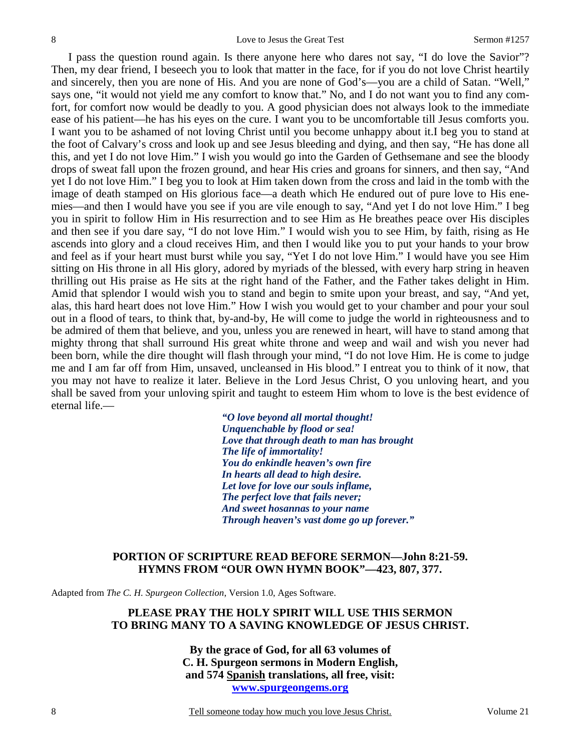I pass the question round again. Is there anyone here who dares not say, "I do love the Savior"? Then, my dear friend, I beseech you to look that matter in the face, for if you do not love Christ heartily and sincerely, then you are none of His. And you are none of God's—you are a child of Satan. "Well," says one, "it would not yield me any comfort to know that." No, and I do not want you to find any comfort, for comfort now would be deadly to you. A good physician does not always look to the immediate ease of his patient—he has his eyes on the cure. I want you to be uncomfortable till Jesus comforts you. I want you to be ashamed of not loving Christ until you become unhappy about it.I beg you to stand at the foot of Calvary's cross and look up and see Jesus bleeding and dying, and then say, "He has done all this, and yet I do not love Him." I wish you would go into the Garden of Gethsemane and see the bloody drops of sweat fall upon the frozen ground, and hear His cries and groans for sinners, and then say, "And yet I do not love Him." I beg you to look at Him taken down from the cross and laid in the tomb with the image of death stamped on His glorious face—a death which He endured out of pure love to His enemies—and then I would have you see if you are vile enough to say, "And yet I do not love Him." I beg you in spirit to follow Him in His resurrection and to see Him as He breathes peace over His disciples and then see if you dare say, "I do not love Him." I would wish you to see Him, by faith, rising as He ascends into glory and a cloud receives Him, and then I would like you to put your hands to your brow and feel as if your heart must burst while you say, "Yet I do not love Him." I would have you see Him sitting on His throne in all His glory, adored by myriads of the blessed, with every harp string in heaven thrilling out His praise as He sits at the right hand of the Father, and the Father takes delight in Him. Amid that splendor I would wish you to stand and begin to smite upon your breast, and say, "And yet, alas, this hard heart does not love Him." How I wish you would get to your chamber and pour your soul out in a flood of tears, to think that, by-and-by, He will come to judge the world in righteousness and to be admired of them that believe, and you, unless you are renewed in heart, will have to stand among that mighty throng that shall surround His great white throne and weep and wail and wish you never had been born, while the dire thought will flash through your mind, "I do not love Him. He is come to judge me and I am far off from Him, unsaved, uncleansed in His blood." I entreat you to think of it now, that you may not have to realize it later. Believe in the Lord Jesus Christ, O you unloving heart, and you shall be saved from your unloving spirit and taught to esteem Him whom to love is the best evidence of eternal life.—

> ***"O love beyond all mortal thought!***
> ***Unquenchable by flood or sea!***
> ***Love that through death to man has brought***
> ***The life of immortality!***
> ***You do enkindle heaven's own fire***
> ***In hearts all dead to high desire.***
> ***Let love for love our souls inflame,***
> ***The perfect love that fails never;***
> ***And sweet hosannas to your name***
> ***Through heaven's vast dome go up forever."***

**PORTION OF SCRIPTURE READ BEFORE SERMON—John 8:21-59.**
**HYMNS FROM "OUR OWN HYMN BOOK"—423, 807, 377.**

Adapted from *The C. H. Spurgeon Collection*, Version 1.0, Ages Software.

**PLEASE PRAY THE HOLY SPIRIT WILL USE THIS SERMON TO BRING MANY TO A SAVING KNOWLEDGE OF JESUS CHRIST.**

**By the grace of God, for all 63 volumes of C. H. Spurgeon sermons in Modern English, and 574 Spanish translations, all free, visit: www.spurgeongems.org**

Tell someone today how much you love Jesus Christ.